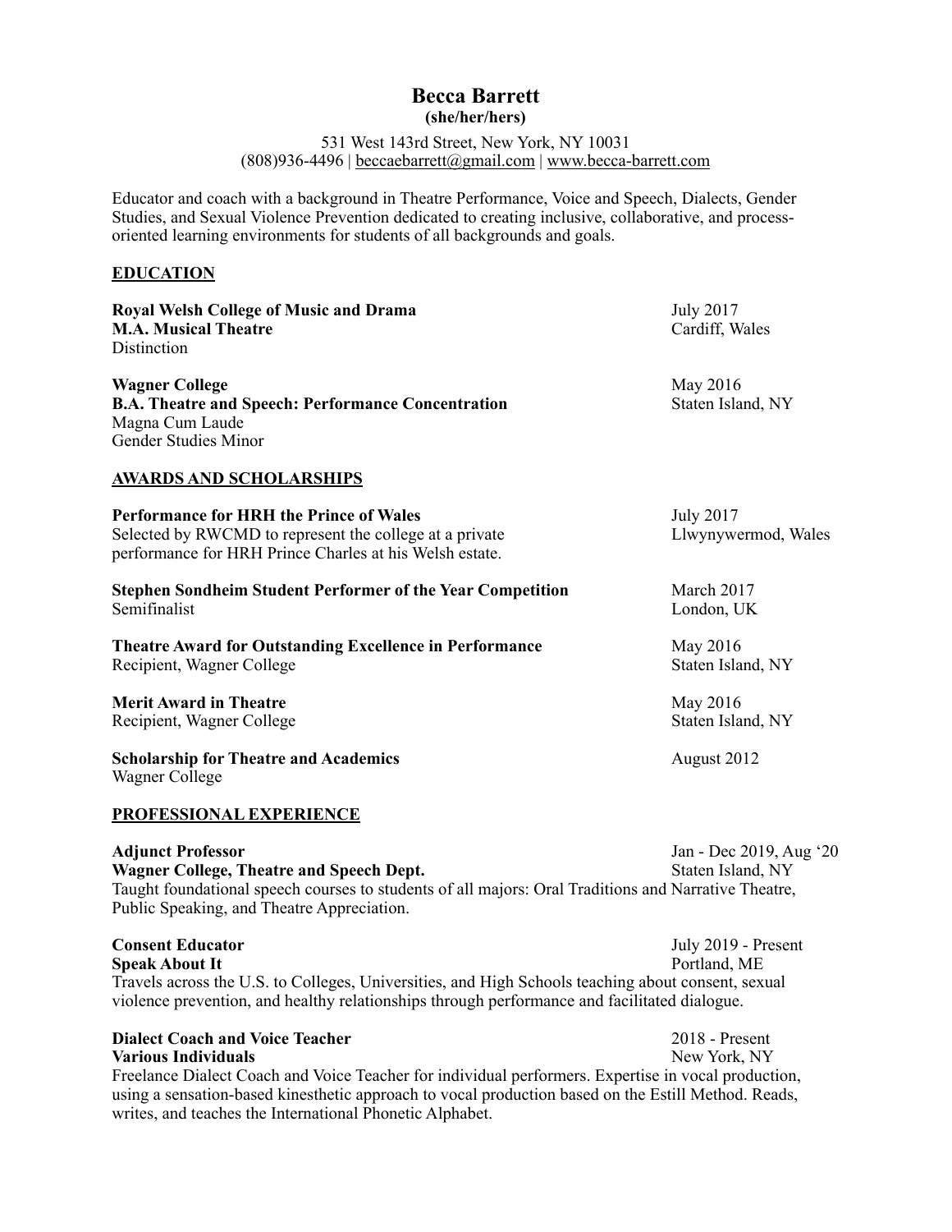# Becca Barrett

**(she/her/hers)**

531 West 143rd Street, New York, NY 10031
(808)936-4496 | beccaebarrett@gmail.com | www.becca-barrett.com

Educator and coach with a background in Theatre Performance, Voice and Speech, Dialects, Gender Studies, and Sexual Violence Prevention dedicated to creating inclusive, collaborative, and process-oriented learning environments for students of all backgrounds and goals.

## EDUCATION

**Royal Welsh College of Music and Drama** — July 2017
**M.A. Musical Theatre** — Cardiff, Wales
Distinction

**Wagner College** — May 2016
**B.A. Theatre and Speech: Performance Concentration** — Staten Island, NY
Magna Cum Laude
Gender Studies Minor

## AWARDS AND SCHOLARSHIPS

**Performance for HRH the Prince of Wales** — July 2017
Selected by RWCMD to represent the college at a private performance for HRH Prince Charles at his Welsh estate. — Llwynywermod, Wales

**Stephen Sondheim Student Performer of the Year Competition** — March 2017
Semifinalist — London, UK

**Theatre Award for Outstanding Excellence in Performance** — May 2016
Recipient, Wagner College — Staten Island, NY

**Merit Award in Theatre** — May 2016
Recipient, Wagner College — Staten Island, NY

**Scholarship for Theatre and Academics** — August 2012
Wagner College

## PROFESSIONAL EXPERIENCE

**Adjunct Professor** — Jan - Dec 2019, Aug '20
**Wagner College, Theatre and Speech Dept.** — Staten Island, NY
Taught foundational speech courses to students of all majors: Oral Traditions and Narrative Theatre, Public Speaking, and Theatre Appreciation.

**Consent Educator** — July 2019 - Present
**Speak About It** — Portland, ME
Travels across the U.S. to Colleges, Universities, and High Schools teaching about consent, sexual violence prevention, and healthy relationships through performance and facilitated dialogue.

**Dialect Coach and Voice Teacher** — 2018 - Present
**Various Individuals** — New York, NY
Freelance Dialect Coach and Voice Teacher for individual performers. Expertise in vocal production, using a sensation-based kinesthetic approach to vocal production based on the Estill Method. Reads, writes, and teaches the International Phonetic Alphabet.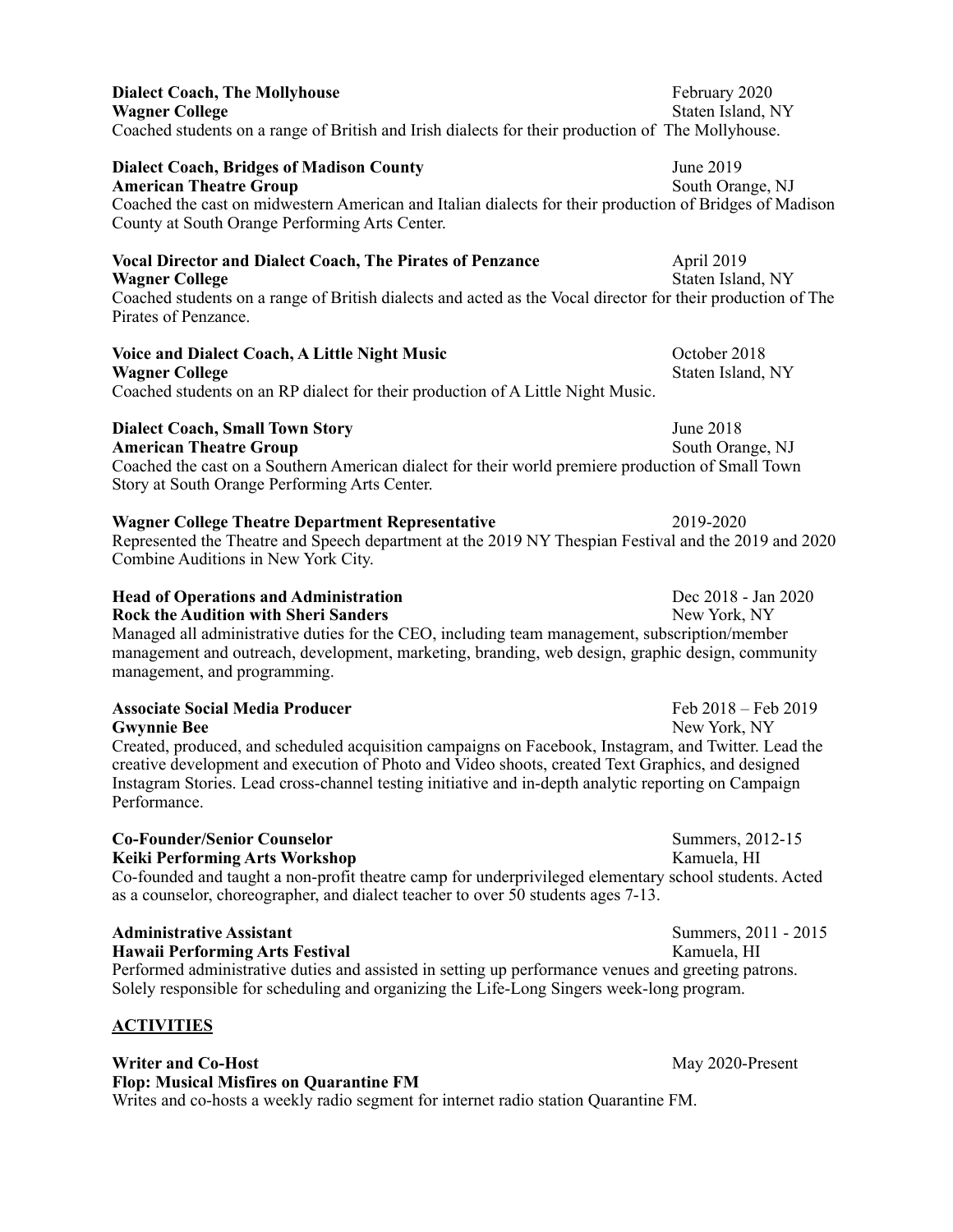**Dialect Coach, The Mollyhouse** February 2020
**Wagner College** Staten Island, NY
Coached students on a range of British and Irish dialects for their production of The Mollyhouse.

**Dialect Coach, Bridges of Madison County** June 2019
**American Theatre Group** South Orange, NJ
Coached the cast on midwestern American and Italian dialects for their production of Bridges of Madison County at South Orange Performing Arts Center.

**Vocal Director and Dialect Coach, The Pirates of Penzance** April 2019
**Wagner College** Staten Island, NY
Coached students on a range of British dialects and acted as the Vocal director for their production of The Pirates of Penzance.

**Voice and Dialect Coach, A Little Night Music** October 2018
**Wagner College** Staten Island, NY
Coached students on an RP dialect for their production of A Little Night Music.

**Dialect Coach, Small Town Story** June 2018
**American Theatre Group** South Orange, NJ
Coached the cast on a Southern American dialect for their world premiere production of Small Town Story at South Orange Performing Arts Center.

**Wagner College Theatre Department Representative** 2019-2020
Represented the Theatre and Speech department at the 2019 NY Thespian Festival and the 2019 and 2020 Combine Auditions in New York City.

**Head of Operations and Administration** Dec 2018 - Jan 2020
**Rock the Audition with Sheri Sanders** New York, NY
Managed all administrative duties for the CEO, including team management, subscription/member management and outreach, development, marketing, branding, web design, graphic design, community management, and programming.

**Associate Social Media Producer** Feb 2018 – Feb 2019
**Gwynnie Bee** New York, NY
Created, produced, and scheduled acquisition campaigns on Facebook, Instagram, and Twitter. Lead the creative development and execution of Photo and Video shoots, created Text Graphics, and designed Instagram Stories. Lead cross-channel testing initiative and in-depth analytic reporting on Campaign Performance.

**Co-Founder/Senior Counselor** Summers, 2012-15
**Keiki Performing Arts Workshop** Kamuela, HI
Co-founded and taught a non-profit theatre camp for underprivileged elementary school students. Acted as a counselor, choreographer, and dialect teacher to over 50 students ages 7-13.

**Administrative Assistant** Summers, 2011 - 2015
**Hawaii Performing Arts Festival** Kamuela, HI
Performed administrative duties and assisted in setting up performance venues and greeting patrons. Solely responsible for scheduling and organizing the Life-Long Singers week-long program.

## <u>ACTIVITIES</u>

**Writer and Co-Host** May 2020-Present
**Flop: Musical Misfires on Quarantine FM**
Writes and co-hosts a weekly radio segment for internet radio station Quarantine FM.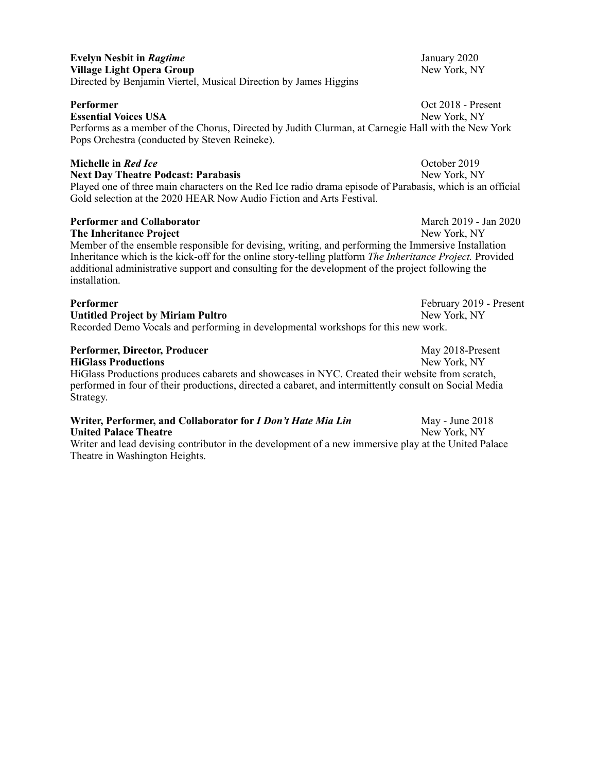**Evelyn Nesbit in *Ragtime*** January 2020
**Village Light Opera Group** New York, NY
Directed by Benjamin Viertel, Musical Direction by James Higgins

**Performer** Oct 2018 - Present
**Essential Voices USA** New York, NY
Performs as a member of the Chorus, Directed by Judith Clurman, at Carnegie Hall with the New York Pops Orchestra (conducted by Steven Reineke).

**Michelle in *Red Ice*** October 2019
**Next Day Theatre Podcast: Parabasis** New York, NY
Played one of three main characters on the Red Ice radio drama episode of Parabasis, which is an official Gold selection at the 2020 HEAR Now Audio Fiction and Arts Festival.

**Performer and Collaborator** March 2019 - Jan 2020
**The Inheritance Project** New York, NY
Member of the ensemble responsible for devising, writing, and performing the Immersive Installation Inheritance which is the kick-off for the online story-telling platform *The Inheritance Project.* Provided additional administrative support and consulting for the development of the project following the installation.

**Performer** February 2019 - Present
**Untitled Project by Miriam Pultro** New York, NY
Recorded Demo Vocals and performing in developmental workshops for this new work.

**Performer, Director, Producer** May 2018-Present
**HiGlass Productions** New York, NY
HiGlass Productions produces cabarets and showcases in NYC. Created their website from scratch, performed in four of their productions, directed a cabaret, and intermittently consult on Social Media Strategy.

**Writer, Performer, and Collaborator for *I Don't Hate Mia Lin*** May - June 2018
**United Palace Theatre** New York, NY
Writer and lead devising contributor in the development of a new immersive play at the United Palace Theatre in Washington Heights.